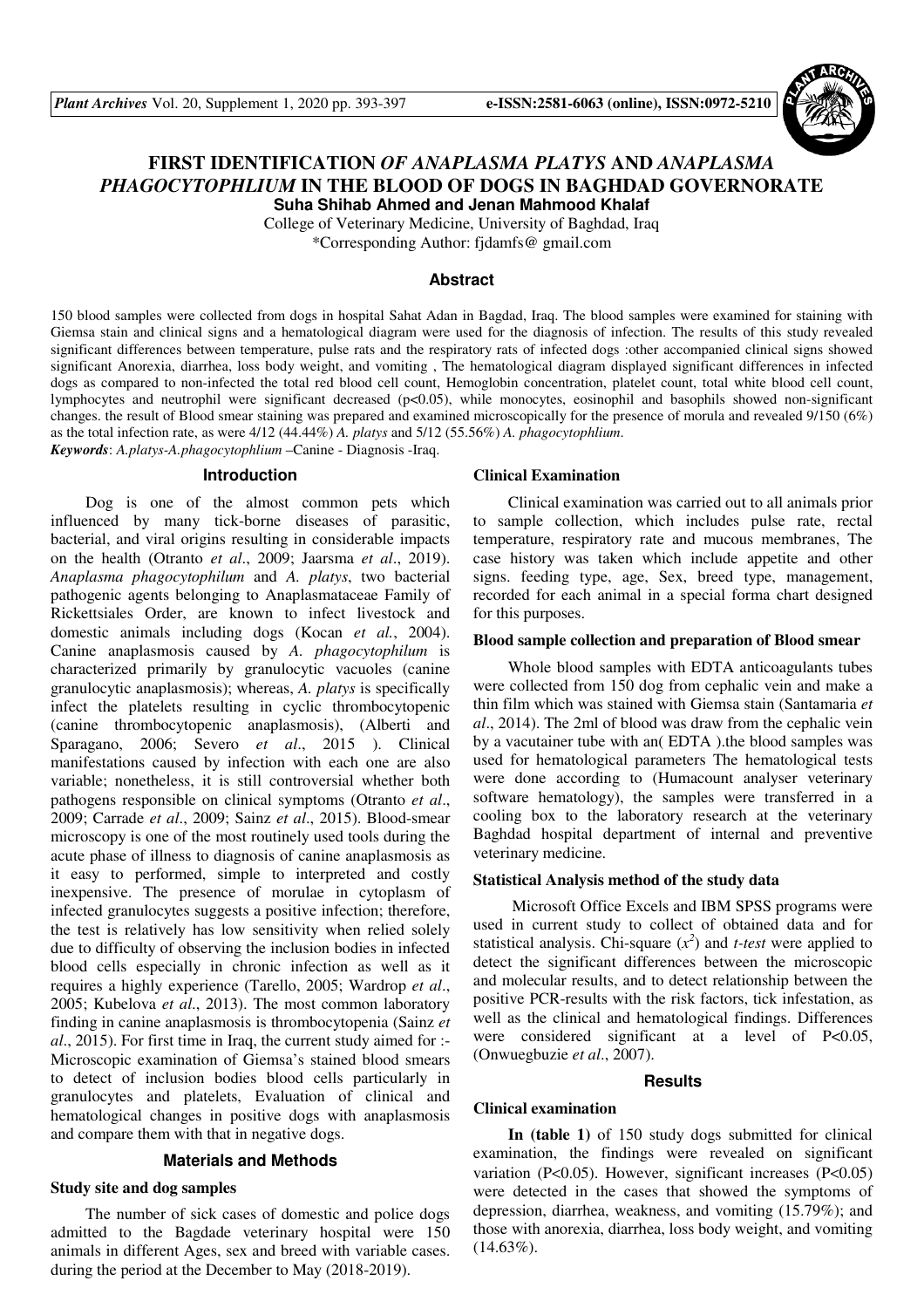# FIRST IDENTIFICATION *OF ANAPLASMA PLATYS* AND *ANAPLASMA PHAGOCYTOPHLIUM* IN THE BLOOD OF DOGS IN BAGHDAD GOVERNORATE

**Suha Shihab Ahmed and Jenan Mahmood Khalaf**

College of Veterinary Medicine, University of Baghdad, Iraq

*Corresponding Author: fjdamfs@ gmail.com

## Abstract

150 blood samples were collected from dogs in hospital Sahat Adan in Bagdad, Iraq. The blood samples were examined for staining with Giemsa stain and clinical signs and a hematological diagram were used for the diagnosis of infection. The results of this study revealed significant differences between temperature, pulse rats and the respiratory rats of infected dogs :other accompanied clinical signs showed significant Anorexia, diarrhea, loss body weight, and vomiting , The hematological diagram displayed significant differences in infected dogs as compared to non-infected the total red blood cell count, Hemoglobin concentration, platelet count, total white blood cell count, lymphocytes and neutrophil were significant decreased ($p<0.05$), while monocytes, eosinophil and basophils showed non-significant changes. the result of Blood smear staining was prepared and examined microscopically for the presence of morula and revealed 9/150 (6%) as the total infection rate, as were 4/12 (44.44%) *A. platys* and 5/12 (55.56%) *A. phagocytophlium*.

***Keywords***: *A.platys-A.phagocytophlium* –Canine - Diagnosis -Iraq.

## Introduction

Dog is one of the almost common pets which influenced by many tick-borne diseases of parasitic, bacterial, and viral origins resulting in considerable impacts on the health (Otranto *et al*., 2009; Jaarsma *et al*., 2019). *Anaplasma phagocytophilum* and *A. platys*, two bacterial pathogenic agents belonging to Anaplasmataceae Family of Rickettsiales Order, are known to infect livestock and domestic animals including dogs (Kocan *et al.*, 2004). Canine anaplasmosis caused by *A. phagocytophilum* is characterized primarily by granulocytic vacuoles (canine granulocytic anaplasmosis); whereas, *A. platys* is specifically infect the platelets resulting in cyclic thrombocytopenic (canine thrombocytopenic anaplasmosis), (Alberti and Sparagano, 2006; Severo *et al*., 2015 ). Clinical manifestations caused by infection with each one are also variable; nonetheless, it is still controversial whether both pathogens responsible on clinical symptoms (Otranto *et al*., 2009; Carrade *et al*., 2009; Sainz *et al*., 2015). Blood-smear microscopy is one of the most routinely used tools during the acute phase of illness to diagnosis of canine anaplasmosis as it easy to performed, simple to interpreted and costly inexpensive. The presence of morulae in cytoplasm of infected granulocytes suggests a positive infection; therefore, the test is relatively has low sensitivity when relied solely due to difficulty of observing the inclusion bodies in infected blood cells especially in chronic infection as well as it requires a highly experience (Tarello, 2005; Wardrop *et al*., 2005; Kubelova *et al*., 2013). The most common laboratory finding in canine anaplasmosis is thrombocytopenia (Sainz *et al*., 2015). For first time in Iraq, the current study aimed for :- Microscopic examination of Giemsa's stained blood smears to detect of inclusion bodies blood cells particularly in granulocytes and platelets, Evaluation of clinical and hematological changes in positive dogs with anaplasmosis and compare them with that in negative dogs.

## Materials and Methods

### Study site and dog samples

The number of sick cases of domestic and police dogs admitted to the Bagdade veterinary hospital were 150 animals in different Ages, sex and breed with variable cases. during the period at the December to May (2018-2019).

### Clinical Examination

Clinical examination was carried out to all animals prior to sample collection, which includes pulse rate, rectal temperature, respiratory rate and mucous membranes, The case history was taken which include appetite and other signs. feeding type, age, Sex, breed type, management, recorded for each animal in a special forma chart designed for this purposes.

### Blood sample collection and preparation of Blood smear

Whole blood samples with EDTA anticoagulants tubes were collected from 150 dog from cephalic vein and make a thin film which was stained with Giemsa stain (Santamaria *et al*., 2014). The 2ml of blood was draw from the cephalic vein by a vacutainer tube with an( EDTA ).the blood samples was used for hematological parameters The hematological tests were done according to (Humacount analyser veterinary software hematology), the samples were transferred in a cooling box to the laboratory research at the veterinary Baghdad hospital department of internal and preventive veterinary medicine.

### Statistical Analysis method of the study data

Microsoft Office Excels and IBM SPSS programs were used in current study to collect of obtained data and for statistical analysis. Chi-square ($x^2$) and *t-test* were applied to detect the significant differences between the microscopic and molecular results, and to detect relationship between the positive PCR-results with the risk factors, tick infestation, as well as the clinical and hematological findings. Differences were considered significant at a level of $P<0.05$, (Onwuegbuzie *et al*., 2007).

## Results

### Clinical examination

**In (table 1)** of 150 study dogs submitted for clinical examination, the findings were revealed on significant variation ($P<0.05$). However, significant increases ($P<0.05$) were detected in the cases that showed the symptoms of depression, diarrhea, weakness, and vomiting (15.79%); and those with anorexia, diarrhea, loss body weight, and vomiting (14.63%).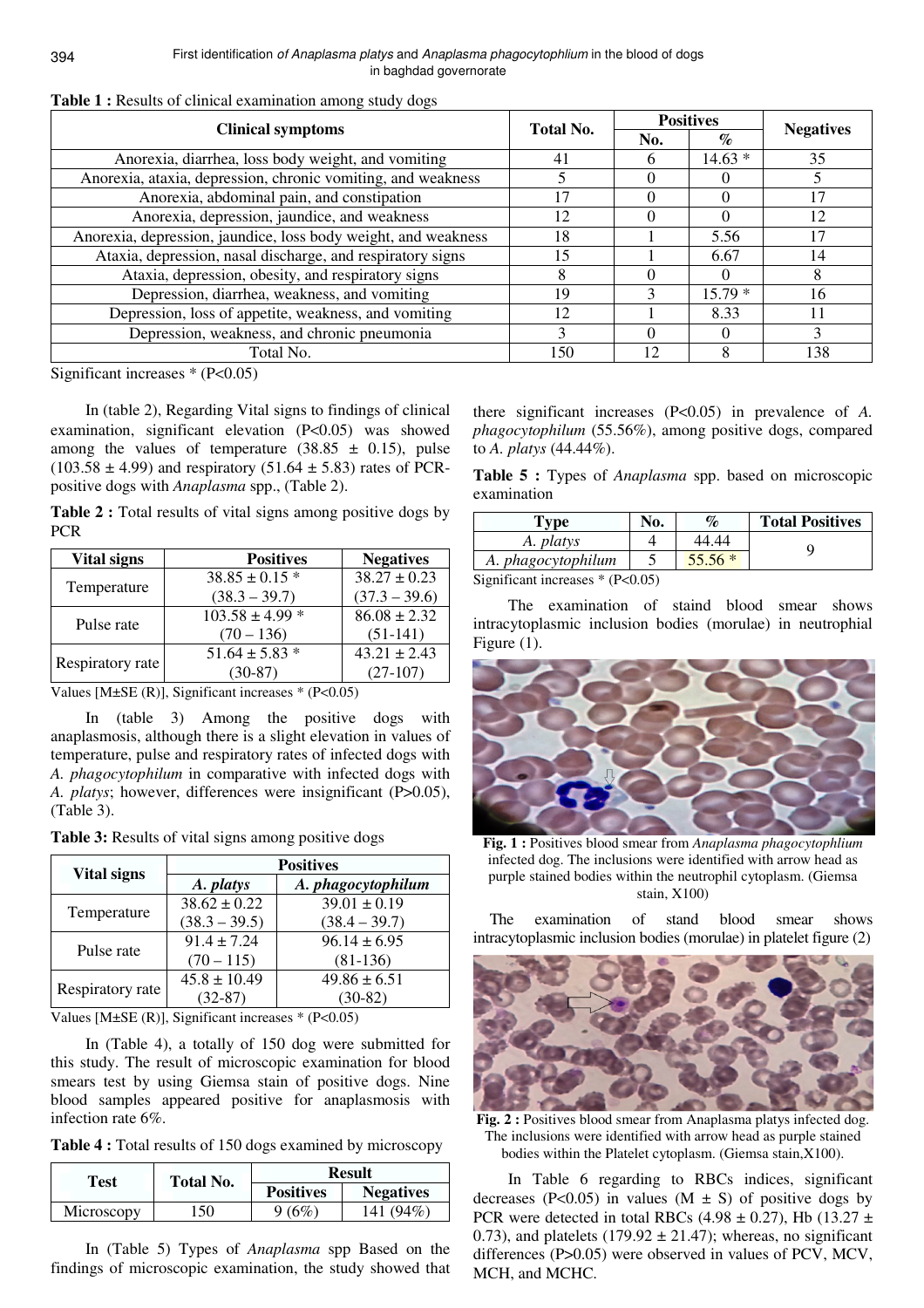**Table 1 :** Results of clinical examination among study dogs

| Clinical symptoms | Total No. | Positives | | Negatives |
|---|---|---|---|---|
| | | No. | % | |
| Anorexia, diarrhea, loss body weight, and vomiting | 41 | 6 | 14.63 * | 35 |
| Anorexia, ataxia, depression, chronic vomiting, and weakness | 5 | 0 | 0 | 5 |
| Anorexia, abdominal pain, and constipation | 17 | 0 | 0 | 17 |
| Anorexia, depression, jaundice, and weakness | 12 | 0 | 0 | 12 |
| Anorexia, depression, jaundice, loss body weight, and weakness | 18 | 1 | 5.56 | 17 |
| Ataxia, depression, nasal discharge, and respiratory signs | 15 | 1 | 6.67 | 14 |
| Ataxia, depression, obesity, and respiratory signs | 8 | 0 | 0 | 8 |
| Depression, diarrhea, weakness, and vomiting | 19 | 3 | 15.79 * | 16 |
| Depression, loss of appetite, weakness, and vomiting | 12 | 1 | 8.33 | 11 |
| Depression, weakness, and chronic pneumonia | 3 | 0 | 0 | 3 |
| Total No. | 150 | 12 | 8 | 138 |

Significant increases * (P<0.05)

In (table 2), Regarding Vital signs to findings of clinical examination, significant elevation (P<0.05) was showed among the values of temperature (38.85 ± 0.15), pulse (103.58 ± 4.99) and respiratory (51.64 ± 5.83) rates of PCR-positive dogs with *Anaplasma* spp., (Table 2).

**Table 2 :** Total results of vital signs among positive dogs by PCR

| Vital signs | Positives | Negatives |
|---|---|---|
| Temperature | 38.85 ± 0.15 * (38.3 – 39.7) | 38.27 ± 0.23 (37.3 – 39.6) |
| Pulse rate | 103.58 ± 4.99 * (70 – 136) | 86.08 ± 2.32 (51-141) |
| Respiratory rate | 51.64 ± 5.83 * (30-87) | 43.21 ± 2.43 (27-107) |

Values [M±SE (R)], Significant increases * (P<0.05)

In (table 3) Among the positive dogs with anaplasmosis, although there is a slight elevation in values of temperature, pulse and respiratory rates of infected dogs with *A. phagocytophilum* in comparative with infected dogs with *A. platys*; however, differences were insignificant (P>0.05), (Table 3).

**Table 3:** Results of vital signs among positive dogs

| Vital signs | Positives | |
|---|---|---|
| | *A. platys* | *A. phagocytophilum* |
| Temperature | 38.62 ± 0.22 (38.3 – 39.5) | 39.01 ± 0.19 (38.4 – 39.7) |
| Pulse rate | 91.4 ± 7.24 (70 – 115) | 96.14 ± 6.95 (81-136) |
| Respiratory rate | 45.8 ± 10.49 (32-87) | 49.86 ± 6.51 (30-82) |

Values [M±SE (R)], Significant increases * (P<0.05)

In (Table 4), a totally of 150 dog were submitted for this study. The result of microscopic examination for blood smears test by using Giemsa stain of positive dogs. Nine blood samples appeared positive for anaplasmosis with infection rate 6%.

**Table 4 :** Total results of 150 dogs examined by microscopy

| Test | Total No. | Result | |
|---|---|---|---|
| | | Positives | Negatives |
| Microscopy | 150 | 9 (6%) | 141 (94%) |

In (Table 5) Types of *Anaplasma* spp Based on the findings of microscopic examination, the study showed that there significant increases (P<0.05) in prevalence of *A. phagocytophilum* (55.56%), among positive dogs, compared to *A. platys* (44.44%).

**Table 5 :** Types of *Anaplasma* spp. based on microscopic examination

| Type | No. | % | Total Positives |
|---|---|---|---|
| *A. platys* | 4 | 44.44 | 9 |
| *A. phagocytophilum* | 5 | 55.56 * | |

Significant increases * (P<0.05)

The examination of staind blood smear shows intracytoplasmic inclusion bodies (morulae) in neutrophial Figure (1).

**Fig. 1 :** Positives blood smear from *Anaplasma phagocytophlium* infected dog. The inclusions were identified with arrow head as purple stained bodies within the neutrophil cytoplasm. (Giemsa stain, X100)

The examination of stand blood smear shows intracytoplasmic inclusion bodies (morulae) in platelet figure (2)

**Fig. 2 :** Positives blood smear from Anaplasma platys infected dog. The inclusions were identified with arrow head as purple stained bodies within the Platelet cytoplasm. (Giemsa stain,X100).

In Table 6 regarding to RBCs indices, significant decreases (P<0.05) in values (M ± S) of positive dogs by PCR were detected in total RBCs (4.98 ± 0.27), Hb (13.27 ± 0.73), and platelets (179.92 ± 21.47); whereas, no significant differences (P>0.05) were observed in values of PCV, MCV, MCH, and MCHC.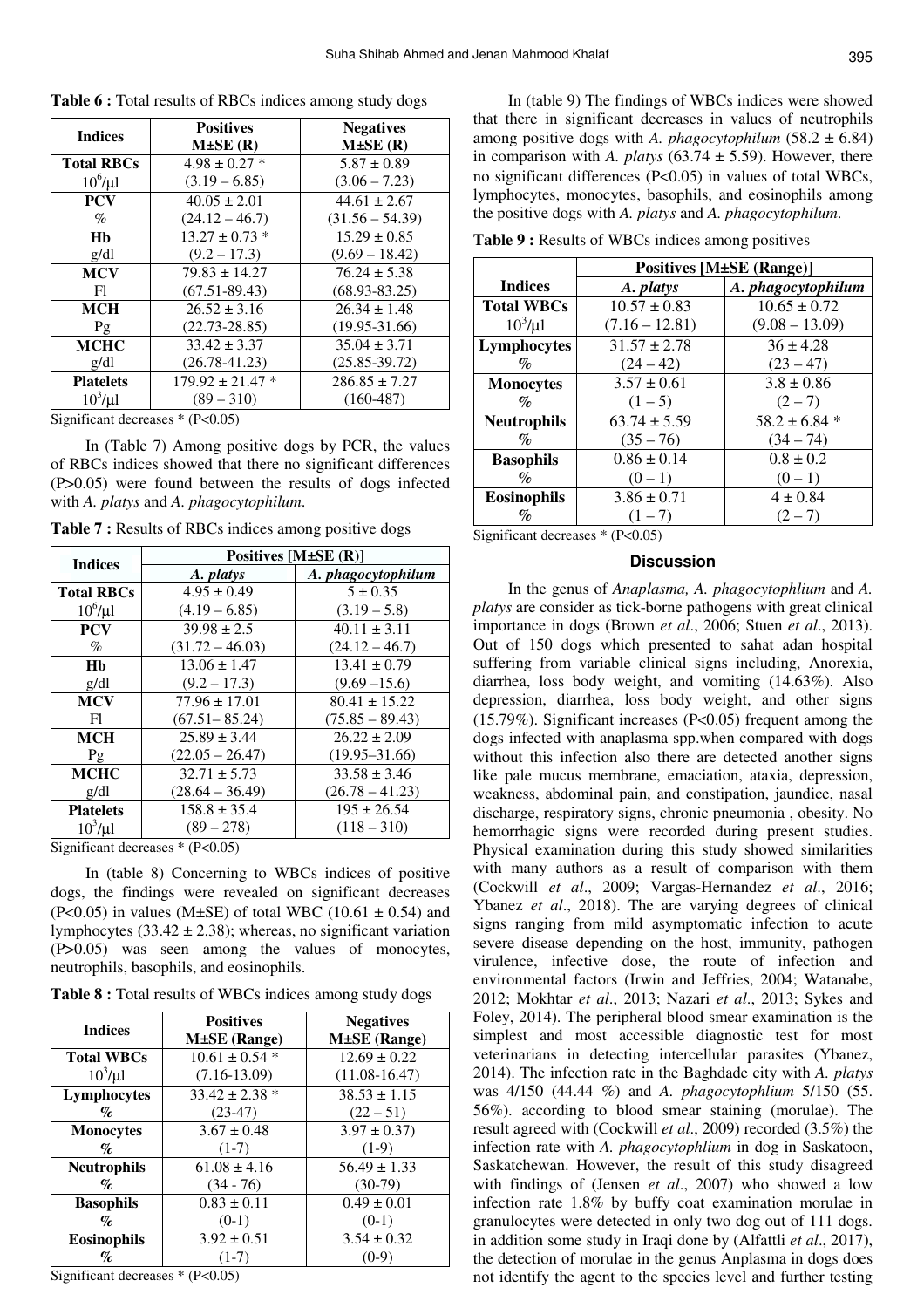**Table 6 :** Total results of RBCs indices among study dogs

| Indices | Positives M±SE (R) | Negatives M±SE (R) |
|---|---|---|
| **Total RBCs** $10^6$/μl | 4.98 ± 0.27 * (3.19 – 6.85) | 5.87 ± 0.89 (3.06 – 7.23) |
| **PCV** % | 40.05 ± 2.01 (24.12 – 46.7) | 44.61 ± 2.67 (31.56 – 54.39) |
| **Hb** g/dl | 13.27 ± 0.73 * (9.2 – 17.3) | 15.29 ± 0.85 (9.69 – 18.42) |
| **MCV** Fl | 79.83 ± 14.27 (67.51-89.43) | 76.24 ± 5.38 (68.93-83.25) |
| **MCH** Pg | 26.52 ± 3.16 (22.73-28.85) | 26.34 ± 1.48 (19.95-31.66) |
| **MCHC** g/dl | 33.42 ± 3.37 (26.78-41.23) | 35.04 ± 3.71 (25.85-39.72) |
| **Platelets** $10^3$/μl | 179.92 ± 21.47 * (89 – 310) | 286.85 ± 7.27 (160-487) |

Significant decreases * (P<0.05)

In (Table 7) Among positive dogs by PCR, the values of RBCs indices showed that there no significant differences (P>0.05) were found between the results of dogs infected with *A. platys* and *A. phagocytophilum*.

**Table 7 :** Results of RBCs indices among positive dogs

| Indices | Positives [M±SE (R)] | |
|---|---|---|
| | *A. platys* | *A. phagocytophilum* |
| **Total RBCs** $10^6$/μl | 4.95 ± 0.49 (4.19 – 6.85) | 5 ± 0.35 (3.19 – 5.8) |
| **PCV** % | 39.98 ± 2.5 (31.72 – 46.03) | 40.11 ± 3.11 (24.12 – 46.7) |
| **Hb** g/dl | 13.06 ± 1.47 (9.2 – 17.3) | 13.41 ± 0.79 (9.69 –15.6) |
| **MCV** Fl | 77.96 ± 17.01 (67.51– 85.24) | 80.41 ± 15.22 (75.85 – 89.43) |
| **MCH** Pg | 25.89 ± 3.44 (22.05 – 26.47) | 26.22 ± 2.09 (19.95–31.66) |
| **MCHC** g/dl | 32.71 ± 5.73 (28.64 – 36.49) | 33.58 ± 3.46 (26.78 – 41.23) |
| **Platelets** $10^3$/μl | 158.8 ± 35.4 (89 – 278) | 195 ± 26.54 (118 – 310) |

Significant decreases * (P<0.05)

In (table 8) Concerning to WBCs indices of positive dogs, the findings were revealed on significant decreases (P<0.05) in values (M±SE) of total WBC (10.61 ± 0.54) and lymphocytes (33.42 ± 2.38); whereas, no significant variation (P>0.05) was seen among the values of monocytes, neutrophils, basophils, and eosinophils.

**Table 8 :** Total results of WBCs indices among study dogs

| Indices | Positives M±SE (Range) | Negatives M±SE (Range) |
|---|---|---|
| **Total WBCs** $10^3$/μl | 10.61 ± 0.54 * (7.16-13.09) | 12.69 ± 0.22 (11.08-16.47) |
| **Lymphocytes** % | 33.42 ± 2.38 * (23-47) | 38.53 ± 1.15 (22 – 51) |
| **Monocytes** % | 3.67 ± 0.48 (1-7) | 3.97 ± 0.37) (1-9) |
| **Neutrophils** % | 61.08 ± 4.16 (34 - 76) | 56.49 ± 1.33 (30-79) |
| **Basophils** % | 0.83 ± 0.11 (0-1) | 0.49 ± 0.01 (0-1) |
| **Eosinophils** % | 3.92 ± 0.51 (1-7) | 3.54 ± 0.32 (0-9) |

Significant decreases * (P<0.05)

In (table 9) The findings of WBCs indices were showed that there in significant decreases in values of neutrophils among positive dogs with *A. phagocytophilum* (58.2 ± 6.84) in comparison with *A. platys* (63.74 ± 5.59). However, there no significant differences (P<0.05) in values of total WBCs, lymphocytes, monocytes, basophils, and eosinophils among the positive dogs with *A. platys* and *A. phagocytophilum*.

**Table 9 :** Results of WBCs indices among positives

| Indices | Positives [M±SE (Range)] | |
|---|---|---|
| | *A. platys* | *A. phagocytophilum* |
| **Total WBCs** $10^3$/μl | 10.57 ± 0.83 (7.16 – 12.81) | 10.65 ± 0.72 (9.08 – 13.09) |
| **Lymphocytes** % | 31.57 ± 2.78 (24 – 42) | 36 ± 4.28 (23 – 47) |
| **Monocytes** % | 3.57 ± 0.61 (1 – 5) | 3.8 ± 0.86 (2 – 7) |
| **Neutrophils** % | 63.74 ± 5.59 (35 – 76) | 58.2 ± 6.84 * (34 – 74) |
| **Basophils** % | 0.86 ± 0.14 (0 – 1) | 0.8 ± 0.2 (0 – 1) |
| **Eosinophils** % | 3.86 ± 0.71 (1 – 7) | 4 ± 0.84 (2 – 7) |

Significant decreases * (P<0.05)

## Discussion

In the genus of *Anaplasma, A. phagocytophlium* and *A. platys* are consider as tick-borne pathogens with great clinical importance in dogs (Brown *et al*., 2006; Stuen *et al*., 2013). Out of 150 dogs which presented to sahat adan hospital suffering from variable clinical signs including, Anorexia, diarrhea, loss body weight, and vomiting (14.63%). Also depression, diarrhea, loss body weight, and other signs (15.79%). Significant increases (P<0.05) frequent among the dogs infected with anaplasma spp.when compared with dogs without this infection also there are detected another signs like pale mucus membrane, emaciation, ataxia, depression, weakness, abdominal pain, and constipation, jaundice, nasal discharge, respiratory signs, chronic pneumonia , obesity. No hemorrhagic signs were recorded during present studies. Physical examination during this study showed similarities with many authors as a result of comparison with them (Cockwill *et al*., 2009; Vargas-Hernandez *et al*., 2016; Ybanez *et al*., 2018). The are varying degrees of clinical signs ranging from mild asymptomatic infection to acute severe disease depending on the host, immunity, pathogen virulence, infective dose, the route of infection and environmental factors (Irwin and Jeffries, 2004; Watanabe, 2012; Mokhtar *et al*., 2013; Nazari *et al*., 2013; Sykes and Foley, 2014). The peripheral blood smear examination is the simplest and most accessible diagnostic test for most veterinarians in detecting intercellular parasites (Ybanez, 2014). The infection rate in the Baghdade city with *A. platys* was 4/150 (44.44 %) and *A. phagocytophlium* 5/150 (55. 56%). according to blood smear staining (morulae). The result agreed with (Cockwill *et al*., 2009) recorded (3.5%) the infection rate with *A. phagocytophlium* in dog in Saskatoon, Saskatchewan. However, the result of this study disagreed with findings of (Jensen *et al*., 2007) who showed a low infection rate 1.8% by buffy coat examination morulae in granulocytes were detected in only two dog out of 111 dogs. in addition some study in Iraqi done by (Alfattli *et al*., 2017), the detection of morulae in the genus Anplasma in dogs does not identify the agent to the species level and further testing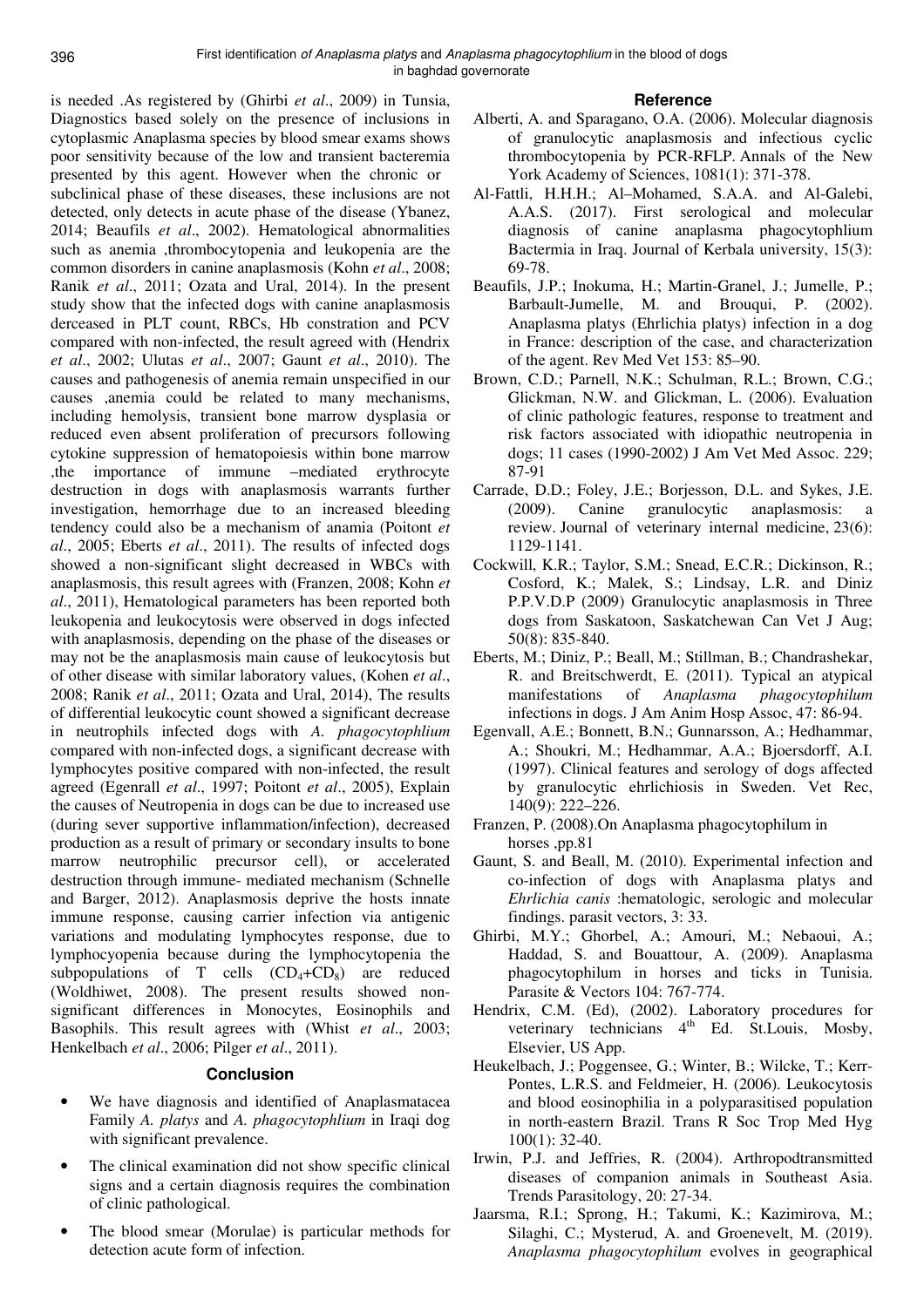is needed .As registered by (Ghirbi *et al*., 2009) in Tunsia, Diagnostics based solely on the presence of inclusions in cytoplasmic Anaplasma species by blood smear exams shows poor sensitivity because of the low and transient bacteremia presented by this agent. However when the chronic or subclinical phase of these diseases, these inclusions are not detected, only detects in acute phase of the disease (Ybanez, 2014; Beaufils *et al*., 2002). Hematological abnormalities such as anemia ,thrombocytopenia and leukopenia are the common disorders in canine anaplasmosis (Kohn *et al*., 2008; Ranik *et al*., 2011; Ozata and Ural, 2014). In the present study show that the infected dogs with canine anaplasmosis derceased in PLT count, RBCs, Hb constration and PCV compared with non-infected, the result agreed with (Hendrix *et al*., 2002; Ulutas *et al*., 2007; Gaunt *et al*., 2010). The causes and pathogenesis of anemia remain unspecified in our causes ,anemia could be related to many mechanisms, including hemolysis, transient bone marrow dysplasia or reduced even absent proliferation of precursors following cytokine suppression of hematopoiesis within bone marrow ,the importance of immune –mediated erythrocyte destruction in dogs with anaplasmosis warrants further investigation, hemorrhage due to an increased bleeding tendency could also be a mechanism of anamia (Poitont *et al*., 2005; Eberts *et al*., 2011). The results of infected dogs showed a non-significant slight decreased in WBCs with anaplasmosis, this result agrees with (Franzen, 2008; Kohn *et al*., 2011), Hematological parameters has been reported both leukopenia and leukocytosis were observed in dogs infected with anaplasmosis, depending on the phase of the diseases or may not be the anaplasmosis main cause of leukocytosis but of other disease with similar laboratory values, (Kohen *et al*., 2008; Ranik *et al*., 2011; Ozata and Ural, 2014), The results of differential leukocytic count showed a significant decrease in neutrophils infected dogs with *A. phagocytophlium* compared with non-infected dogs, a significant decrease with lymphocytes positive compared with non-infected, the result agreed (Egenrall *et al*., 1997; Poitont *et al*., 2005), Explain the causes of Neutropenia in dogs can be due to increased use (during sever supportive inflammation/infection), decreased production as a result of primary or secondary insults to bone marrow neutrophilic precursor cell), or accelerated destruction through immune- mediated mechanism (Schnelle and Barger, 2012). Anaplasmosis deprive the hosts innate immune response, causing carrier infection via antigenic variations and modulating lymphocytes response, due to lymphocyopenia because during the lymphocytopenia the subpopulations of T cells ($CD_4$+$CD_8$) are reduced (Woldhiwet, 2008). The present results showed non-significant differences in Monocytes, Eosinophils and Basophils. This result agrees with (Whist *et al*., 2003; Henkelbach *et al*., 2006; Pilger *et al*., 2011).

## Conclusion

- We have diagnosis and identified of Anaplasmatacea Family *A. platys* and *A. phagocytophlium* in Iraqi dog with significant prevalence.
- The clinical examination did not show specific clinical signs and a certain diagnosis requires the combination of clinic pathological.
- The blood smear (Morulae) is particular methods for detection acute form of infection.

## Reference

Alberti, A. and Sparagano, O.A. (2006). Molecular diagnosis of granulocytic anaplasmosis and infectious cyclic thrombocytopenia by PCR-RFLP. Annals of the New York Academy of Sciences, 1081(1): 371-378.

Al-Fattli, H.H.H.; Al–Mohamed, S.A.A. and Al-Galebi, A.A.S. (2017). First serological and molecular diagnosis of canine anaplasma phagocytophlium Bactermia in Iraq. Journal of Kerbala university, 15(3): 69-78.

Beaufils, J.P.; Inokuma, H.; Martin-Granel, J.; Jumelle, P.; Barbault-Jumelle, M. and Brouqui, P. (2002). Anaplasma platys (Ehrlichia platys) infection in a dog in France: description of the case, and characterization of the agent. Rev Med Vet 153: 85–90.

Brown, C.D.; Parnell, N.K.; Schulman, R.L.; Brown, C.G.; Glickman, N.W. and Glickman, L. (2006). Evaluation of clinic pathologic features, response to treatment and risk factors associated with idiopathic neutropenia in dogs; 11 cases (1990-2002) J Am Vet Med Assoc. 229; 87-91

Carrade, D.D.; Foley, J.E.; Borjesson, D.L. and Sykes, J.E. (2009). Canine granulocytic anaplasmosis: a review. Journal of veterinary internal medicine, 23(6): 1129-1141.

Cockwill, K.R.; Taylor, S.M.; Snead, E.C.R.; Dickinson, R.; Cosford, K.; Malek, S.; Lindsay, L.R. and Diniz P.P.V.D.P (2009) Granulocytic anaplasmosis in Three dogs from Saskatoon, Saskatchewan Can Vet J Aug; 50(8): 835-840.

Eberts, M.; Diniz, P.; Beall, M.; Stillman, B.; Chandrashekar, R. and Breitschwerdt, E. (2011). Typical an atypical manifestations of *Anaplasma phagocytophilum* infections in dogs. J Am Anim Hosp Assoc, 47: 86-94.

Egenvall, A.E.; Bonnett, B.N.; Gunnarsson, A.; Hedhammar, A.; Shoukri, M.; Hedhammar, A.A.; Bjoersdorff, A.I. (1997). Clinical features and serology of dogs affected by granulocytic ehrlichiosis in Sweden. Vet Rec, 140(9): 222–226.

Franzen, P. (2008).On Anaplasma phagocytophilum in horses ,pp.81

Gaunt, S. and Beall, M. (2010). Experimental infection and co-infection of dogs with Anaplasma platys and *Ehrlichia canis* :hematologic, serologic and molecular findings. parasit vectors, 3: 33.

Ghirbi, M.Y.; Ghorbel, A.; Amouri, M.; Nebaoui, A.; Haddad, S. and Bouattour, A. (2009). Anaplasma phagocytophilum in horses and ticks in Tunisia. Parasite & Vectors 104: 767-774.

Hendrix, C.M. (Ed), (2002). Laboratory procedures for veterinary technicians 4th Ed. St.Louis, Mosby, Elsevier, US App.

Heukelbach, J.; Poggensee, G.; Winter, B.; Wilcke, T.; Kerr-Pontes, L.R.S. and Feldmeier, H. (2006). Leukocytosis and blood eosinophilia in a polyparasitised population in north-eastern Brazil. Trans R Soc Trop Med Hyg 100(1): 32-40.

Irwin, P.J. and Jeffries, R. (2004). Arthropodtransmitted diseases of companion animals in Southeast Asia. Trends Parasitology, 20: 27-34.

Jaarsma, R.I.; Sprong, H.; Takumi, K.; Kazimirova, M.; Silaghi, C.; Mysterud, A. and Groenevelt, M. (2019). *Anaplasma phagocytophilum* evolves in geographical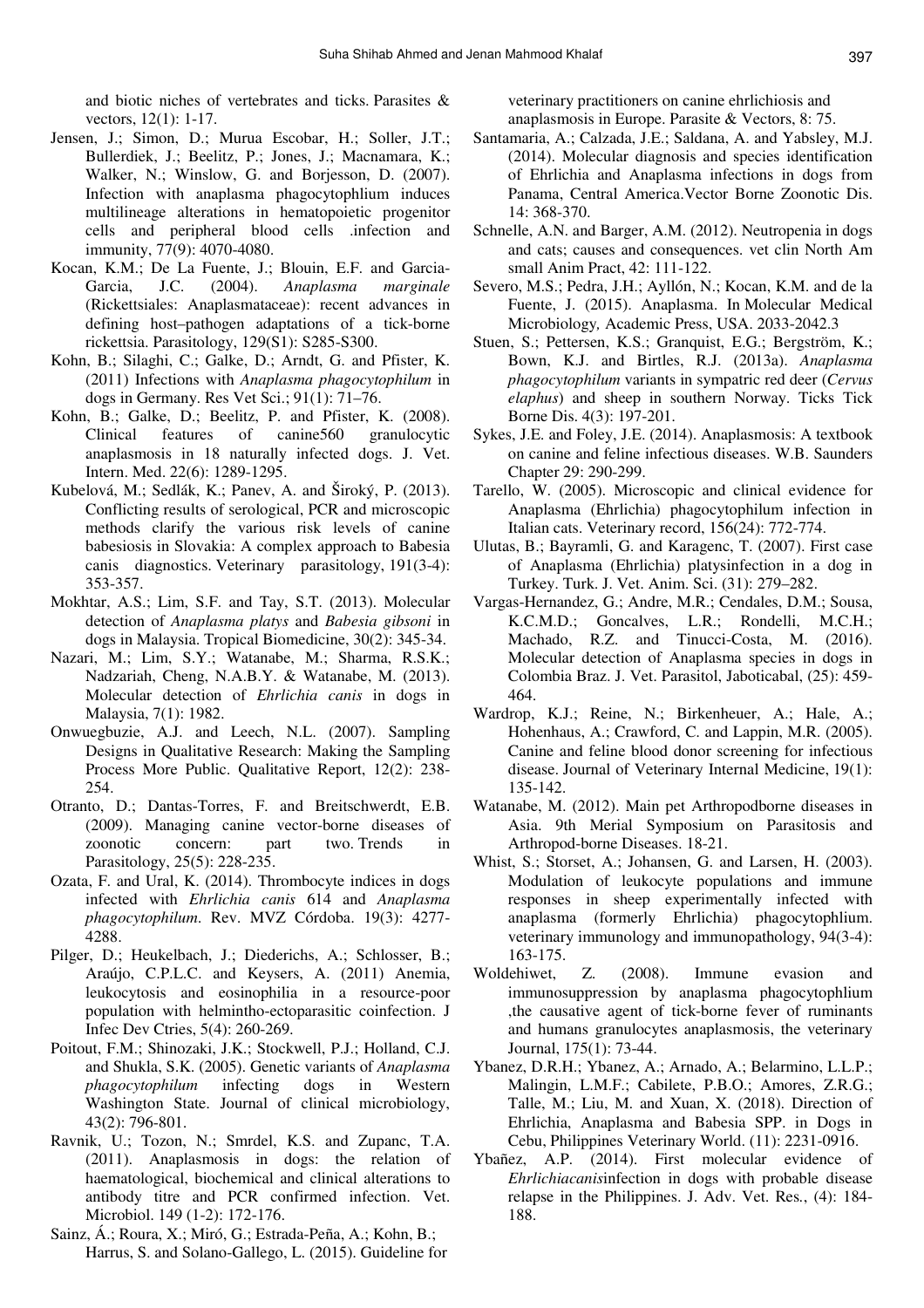and biotic niches of vertebrates and ticks. Parasites & vectors, 12(1): 1-17.

Jensen, J.; Simon, D.; Murua Escobar, H.; Soller, J.T.; Bullerdiek, J.; Beelitz, P.; Jones, J.; Macnamara, K.; Walker, N.; Winslow, G. and Borjesson, D. (2007). Infection with anaplasma phagocytophlium induces multilineage alterations in hematopoietic progenitor cells and peripheral blood cells .infection and immunity, 77(9): 4070-4080.

Kocan, K.M.; De La Fuente, J.; Blouin, E.F. and Garcia-Garcia, J.C. (2004). *Anaplasma marginale* (Rickettsiales: Anaplasmataceae): recent advances in defining host–pathogen adaptations of a tick-borne rickettsia. Parasitology, 129(S1): S285-S300.

Kohn, B.; Silaghi, C.; Galke, D.; Arndt, G. and Pfister, K. (2011) Infections with *Anaplasma phagocytophilum* in dogs in Germany. Res Vet Sci.; 91(1): 71–76.

Kohn, B.; Galke, D.; Beelitz, P. and Pfister, K. (2008). Clinical features of canine560 granulocytic anaplasmosis in 18 naturally infected dogs. J. Vet. Intern. Med. 22(6): 1289-1295.

Kubelová, M.; Sedlák, K.; Panev, A. and Široký, P. (2013). Conflicting results of serological, PCR and microscopic methods clarify the various risk levels of canine babesiosis in Slovakia: A complex approach to Babesia canis diagnostics. Veterinary parasitology, 191(3-4): 353-357.

Mokhtar, A.S.; Lim, S.F. and Tay, S.T. (2013). Molecular detection of *Anaplasma platys* and *Babesia gibsoni* in dogs in Malaysia. Tropical Biomedicine, 30(2): 345-34.

Nazari, M.; Lim, S.Y.; Watanabe, M.; Sharma, R.S.K.; Nadzariah, Cheng, N.A.B.Y. & Watanabe, M. (2013). Molecular detection of *Ehrlichia canis* in dogs in Malaysia, 7(1): 1982.

Onwuegbuzie, A.J. and Leech, N.L. (2007). Sampling Designs in Qualitative Research: Making the Sampling Process More Public. Qualitative Report, 12(2): 238-254.

Otranto, D.; Dantas-Torres, F. and Breitschwerdt, E.B. (2009). Managing canine vector-borne diseases of zoonotic concern: part two. Trends in Parasitology, 25(5): 228-235.

Ozata, F. and Ural, K. (2014). Thrombocyte indices in dogs infected with *Ehrlichia canis* 614 and *Anaplasma phagocytophilum*. Rev. MVZ Córdoba. 19(3): 4277-4288.

Pilger, D.; Heukelbach, J.; Diederichs, A.; Schlosser, B.; Araújo, C.P.L.C. and Keysers, A. (2011) Anemia, leukocytosis and eosinophilia in a resource-poor population with helmintho-ectoparasitic coinfection. J Infec Dev Ctries, 5(4): 260-269.

Poitout, F.M.; Shinozaki, J.K.; Stockwell, P.J.; Holland, C.J. and Shukla, S.K. (2005). Genetic variants of *Anaplasma phagocytophilum* infecting dogs in Western Washington State. Journal of clinical microbiology, 43(2): 796-801.

Ravnik, U.; Tozon, N.; Smrdel, K.S. and Zupanc, T.A. (2011). Anaplasmosis in dogs: the relation of haematological, biochemical and clinical alterations to antibody titre and PCR confirmed infection. Vet. Microbiol. 149 (1-2): 172-176.

Sainz, Á.; Roura, X.; Miró, G.; Estrada-Peña, A.; Kohn, B.; Harrus, S. and Solano-Gallego, L. (2015). Guideline for veterinary practitioners on canine ehrlichiosis and anaplasmosis in Europe. Parasite & Vectors, 8: 75.

Santamaria, A.; Calzada, J.E.; Saldana, A. and Yabsley, M.J. (2014). Molecular diagnosis and species identification of Ehrlichia and Anaplasma infections in dogs from Panama, Central America.Vector Borne Zoonotic Dis. 14: 368-370.

Schnelle, A.N. and Barger, A.M. (2012). Neutropenia in dogs and cats; causes and consequences. vet clin North Am small Anim Pract, 42: 111-122.

Severo, M.S.; Pedra, J.H.; Ayllón, N.; Kocan, K.M. and de la Fuente, J. (2015). Anaplasma. In Molecular Medical Microbiology, Academic Press, USA. 2033-2042.3

Stuen, S.; Pettersen, K.S.; Granquist, E.G.; Bergström, K.; Bown, K.J. and Birtles, R.J. (2013a). *Anaplasma phagocytophilum* variants in sympatric red deer (*Cervus elaphus*) and sheep in southern Norway. Ticks Tick Borne Dis. 4(3): 197-201.

Sykes, J.E. and Foley, J.E. (2014). Anaplasmosis: A textbook on canine and feline infectious diseases. W.B. Saunders Chapter 29: 290-299.

Tarello, W. (2005). Microscopic and clinical evidence for Anaplasma (Ehrlichia) phagocytophilum infection in Italian cats. Veterinary record, 156(24): 772-774.

Ulutas, B.; Bayramli, G. and Karagenc, T. (2007). First case of Anaplasma (Ehrlichia) platysinfection in a dog in Turkey. Turk. J. Vet. Anim. Sci. (31): 279–282.

Vargas-Hernandez, G.; Andre, M.R.; Cendales, D.M.; Sousa, K.C.M.D.; Goncalves, L.R.; Rondelli, M.C.H.; Machado, R.Z. and Tinucci-Costa, M. (2016). Molecular detection of Anaplasma species in dogs in Colombia Braz. J. Vet. Parasitol, Jaboticabal, (25): 459-464.

Wardrop, K.J.; Reine, N.; Birkenheuer, A.; Hale, A.; Hohenhaus, A.; Crawford, C. and Lappin, M.R. (2005). Canine and feline blood donor screening for infectious disease. Journal of Veterinary Internal Medicine, 19(1): 135-142.

Watanabe, M. (2012). Main pet Arthropodborne diseases in Asia. 9th Merial Symposium on Parasitosis and Arthropod-borne Diseases. 18-21.

Whist, S.; Storset, A.; Johansen, G. and Larsen, H. (2003). Modulation of leukocyte populations and immune responses in sheep experimentally infected with anaplasma (formerly Ehrlichia) phagocytophlium. veterinary immunology and immunopathology, 94(3-4): 163-175.

Woldehiwet, Z. (2008). Immune evasion and immunosuppression by anaplasma phagocytophlium ,the causative agent of tick-borne fever of ruminants and humans granulocytes anaplasmosis, the veterinary Journal, 175(1): 73-44.

Ybanez, D.R.H.; Ybanez, A.; Arnado, A.; Belarmino, L.L.P.; Malingin, L.M.F.; Cabilete, P.B.O.; Amores, Z.R.G.; Talle, M.; Liu, M. and Xuan, X. (2018). Direction of Ehrlichia, Anaplasma and Babesia SPP. in Dogs in Cebu, Philippines Veterinary World. (11): 2231-0916.

Ybañez, A.P. (2014). First molecular evidence of *Ehrlichiacanis*infection in dogs with probable disease relapse in the Philippines. J. Adv. Vet. Res., (4): 184-188.